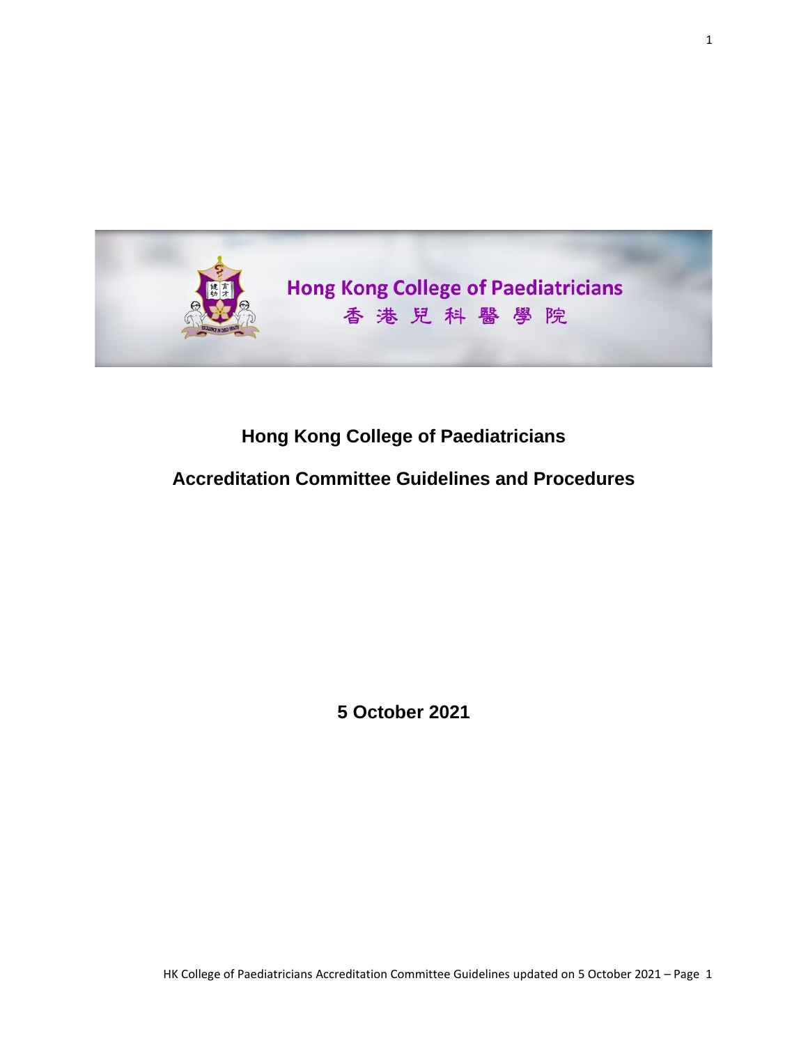Hong Kong College of Paediatricians
香 港 兒 科 醫 學 院

# Hong Kong College of Paediatricians

# Accreditation Committee Guidelines and Procedures

**5 October 2021**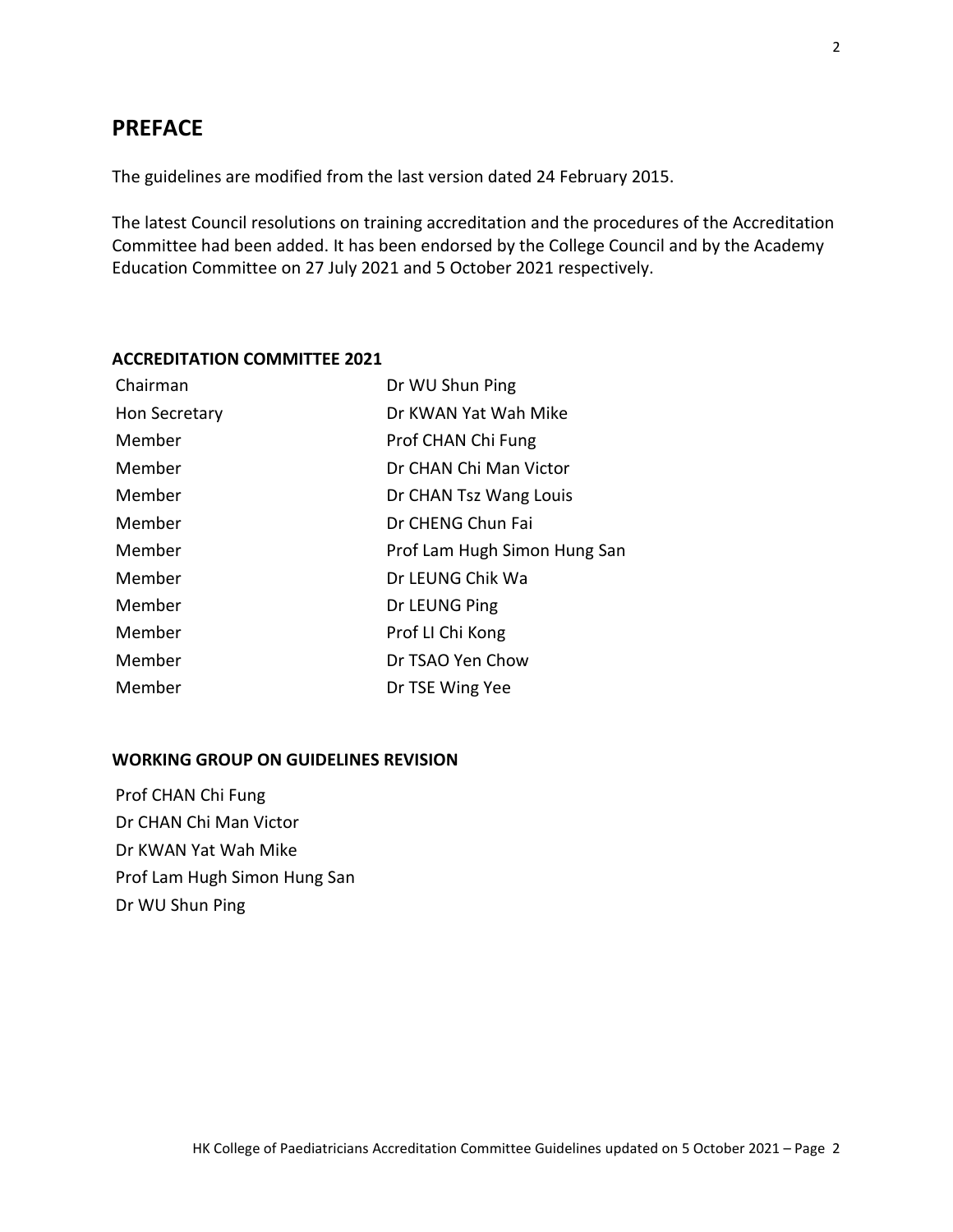# PREFACE

The guidelines are modified from the last version dated 24 February 2015.

The latest Council resolutions on training accreditation and the procedures of the Accreditation Committee had been added. It has been endorsed by the College Council and by the Academy Education Committee on 27 July 2021 and 5 October 2021 respectively.

## ACCREDITATION COMMITTEE 2021

| | |
|---|---|
| Chairman | Dr WU Shun Ping |
| Hon Secretary | Dr KWAN Yat Wah Mike |
| Member | Prof CHAN Chi Fung |
| Member | Dr CHAN Chi Man Victor |
| Member | Dr CHAN Tsz Wang Louis |
| Member | Dr CHENG Chun Fai |
| Member | Prof Lam Hugh Simon Hung San |
| Member | Dr LEUNG Chik Wa |
| Member | Dr LEUNG Ping |
| Member | Prof LI Chi Kong |
| Member | Dr TSAO Yen Chow |
| Member | Dr TSE Wing Yee |

## WORKING GROUP ON GUIDELINES REVISION

Prof CHAN Chi Fung
Dr CHAN Chi Man Victor
Dr KWAN Yat Wah Mike
Prof Lam Hugh Simon Hung San
Dr WU Shun Ping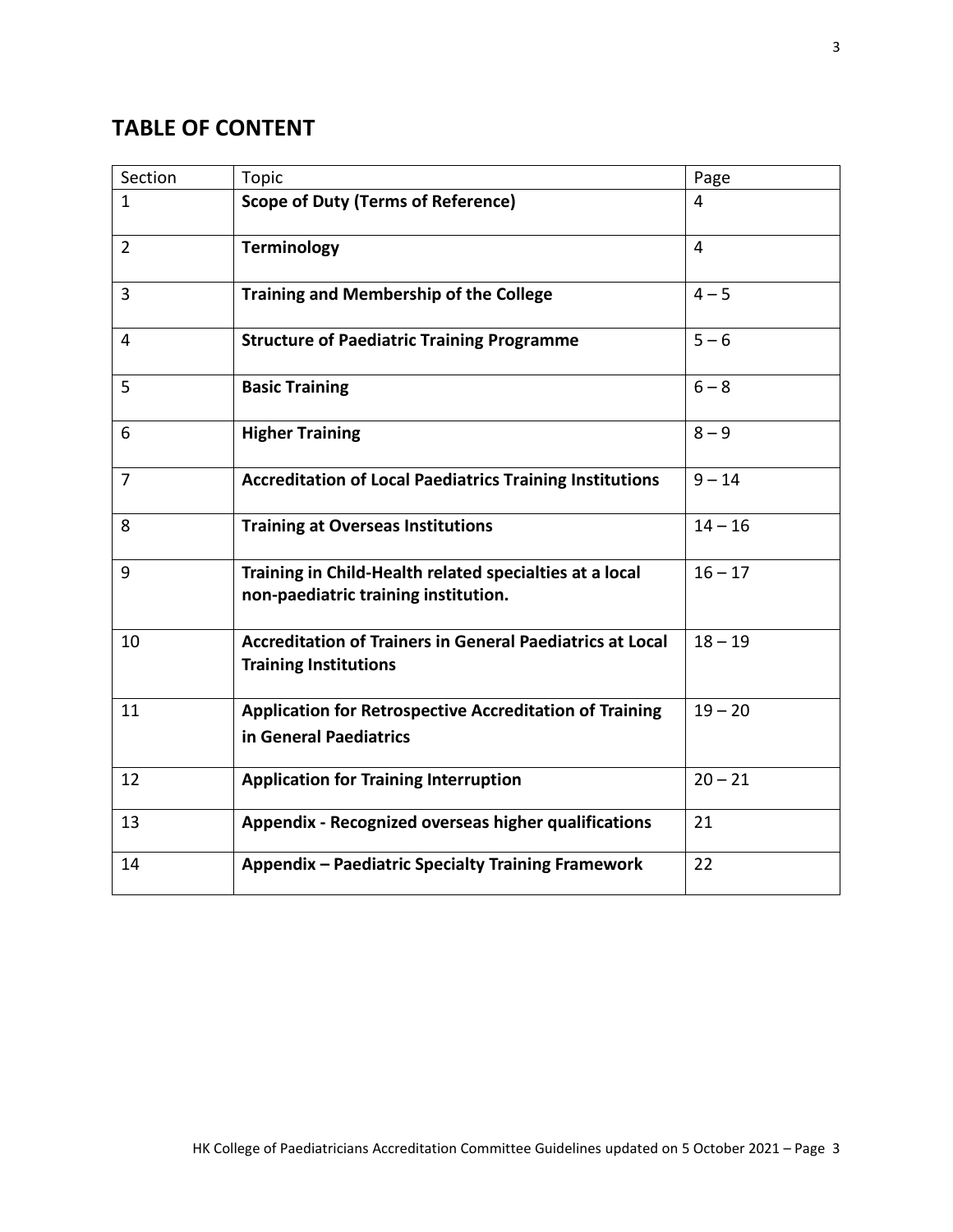## TABLE OF CONTENT

| Section | Topic | Page |
|---|---|---|
| 1 | **Scope of Duty (Terms of Reference)** | 4 |
| 2 | **Terminology** | 4 |
| 3 | **Training and Membership of the College** | 4 – 5 |
| 4 | **Structure of Paediatric Training Programme** | 5 – 6 |
| 5 | **Basic Training** | 6 – 8 |
| 6 | **Higher Training** | 8 – 9 |
| 7 | **Accreditation of Local Paediatrics Training Institutions** | 9 – 14 |
| 8 | **Training at Overseas Institutions** | 14 – 16 |
| 9 | **Training in Child-Health related specialties at a local non-paediatric training institution.** | 16 – 17 |
| 10 | **Accreditation of Trainers in General Paediatrics at Local Training Institutions** | 18 – 19 |
| 11 | **Application for Retrospective Accreditation of Training in General Paediatrics** | 19 – 20 |
| 12 | **Application for Training Interruption** | 20 – 21 |
| 13 | **Appendix - Recognized overseas higher qualifications** | 21 |
| 14 | **Appendix – Paediatric Specialty Training Framework** | 22 |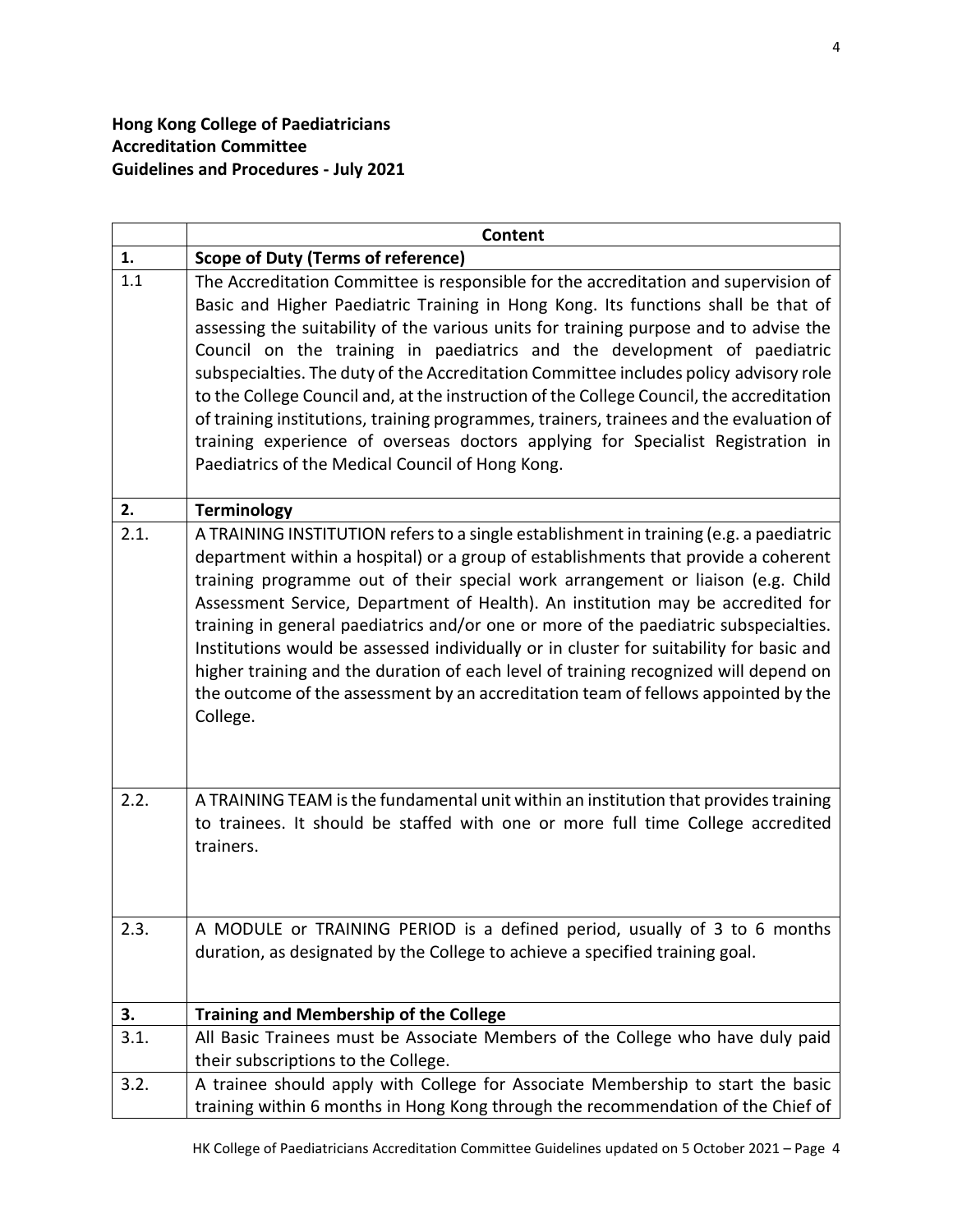**Hong Kong College of Paediatricians**
**Accreditation Committee**
**Guidelines and Procedures - July 2021**

| | **Content** |
|---|---|
| **1.** | **Scope of Duty (Terms of reference)** |
| 1.1 | The Accreditation Committee is responsible for the accreditation and supervision of Basic and Higher Paediatric Training in Hong Kong. Its functions shall be that of assessing the suitability of the various units for training purpose and to advise the Council on the training in paediatrics and the development of paediatric subspecialties. The duty of the Accreditation Committee includes policy advisory role to the College Council and, at the instruction of the College Council, the accreditation of training institutions, training programmes, trainers, trainees and the evaluation of training experience of overseas doctors applying for Specialist Registration in Paediatrics of the Medical Council of Hong Kong. |
| **2.** | **Terminology** |
| 2.1. | A TRAINING INSTITUTION refers to a single establishment in training (e.g. a paediatric department within a hospital) or a group of establishments that provide a coherent training programme out of their special work arrangement or liaison (e.g. Child Assessment Service, Department of Health). An institution may be accredited for training in general paediatrics and/or one or more of the paediatric subspecialties. Institutions would be assessed individually or in cluster for suitability for basic and higher training and the duration of each level of training recognized will depend on the outcome of the assessment by an accreditation team of fellows appointed by the College. |
| 2.2. | A TRAINING TEAM is the fundamental unit within an institution that provides training to trainees. It should be staffed with one or more full time College accredited trainers. |
| 2.3. | A MODULE or TRAINING PERIOD is a defined period, usually of 3 to 6 months duration, as designated by the College to achieve a specified training goal. |
| **3.** | **Training and Membership of the College** |
| 3.1. | All Basic Trainees must be Associate Members of the College who have duly paid their subscriptions to the College. |
| 3.2. | A trainee should apply with College for Associate Membership to start the basic training within 6 months in Hong Kong through the recommendation of the Chief of |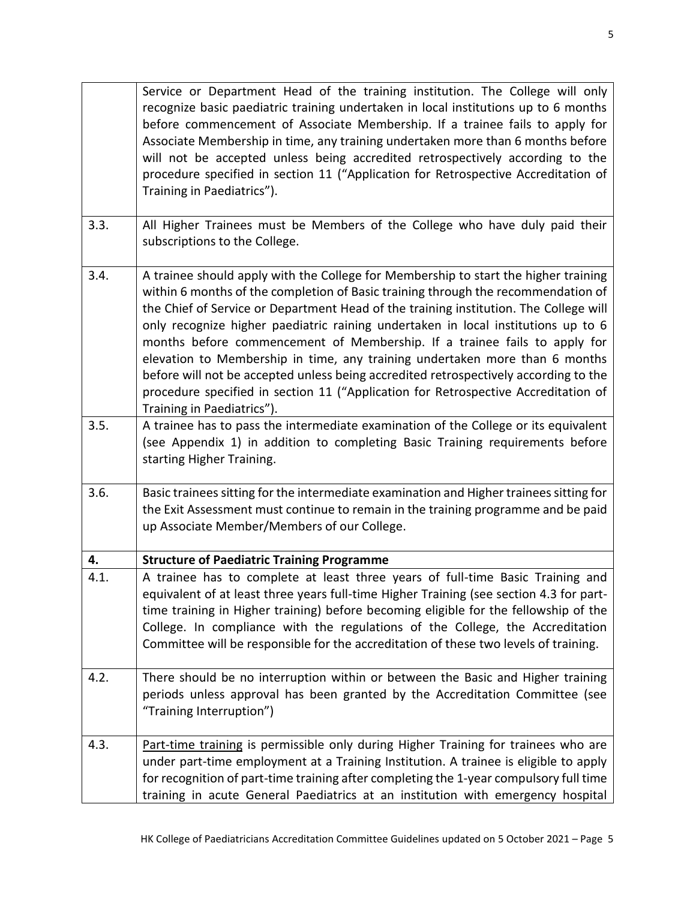| | |
|---|---|
| | Service or Department Head of the training institution. The College will only recognize basic paediatric training undertaken in local institutions up to 6 months before commencement of Associate Membership. If a trainee fails to apply for Associate Membership in time, any training undertaken more than 6 months before will not be accepted unless being accredited retrospectively according to the procedure specified in section 11 ("Application for Retrospective Accreditation of Training in Paediatrics"). |
| 3.3. | All Higher Trainees must be Members of the College who have duly paid their subscriptions to the College. |
| 3.4. | A trainee should apply with the College for Membership to start the higher training within 6 months of the completion of Basic training through the recommendation of the Chief of Service or Department Head of the training institution. The College will only recognize higher paediatric raining undertaken in local institutions up to 6 months before commencement of Membership. If a trainee fails to apply for elevation to Membership in time, any training undertaken more than 6 months before will not be accepted unless being accredited retrospectively according to the procedure specified in section 11 ("Application for Retrospective Accreditation of Training in Paediatrics"). |
| 3.5. | A trainee has to pass the intermediate examination of the College or its equivalent (see Appendix 1) in addition to completing Basic Training requirements before starting Higher Training. |
| 3.6. | Basic trainees sitting for the intermediate examination and Higher trainees sitting for the Exit Assessment must continue to remain in the training programme and be paid up Associate Member/Members of our College. |
| **4.** | **Structure of Paediatric Training Programme** |
| 4.1. | A trainee has to complete at least three years of full-time Basic Training and equivalent of at least three years full-time Higher Training (see section 4.3 for part-time training in Higher training) before becoming eligible for the fellowship of the College. In compliance with the regulations of the College, the Accreditation Committee will be responsible for the accreditation of these two levels of training. |
| 4.2. | There should be no interruption within or between the Basic and Higher training periods unless approval has been granted by the Accreditation Committee (see "Training Interruption") |
| 4.3. | Part-time training is permissible only during Higher Training for trainees who are under part-time employment at a Training Institution. A trainee is eligible to apply for recognition of part-time training after completing the 1-year compulsory full time training in acute General Paediatrics at an institution with emergency hospital |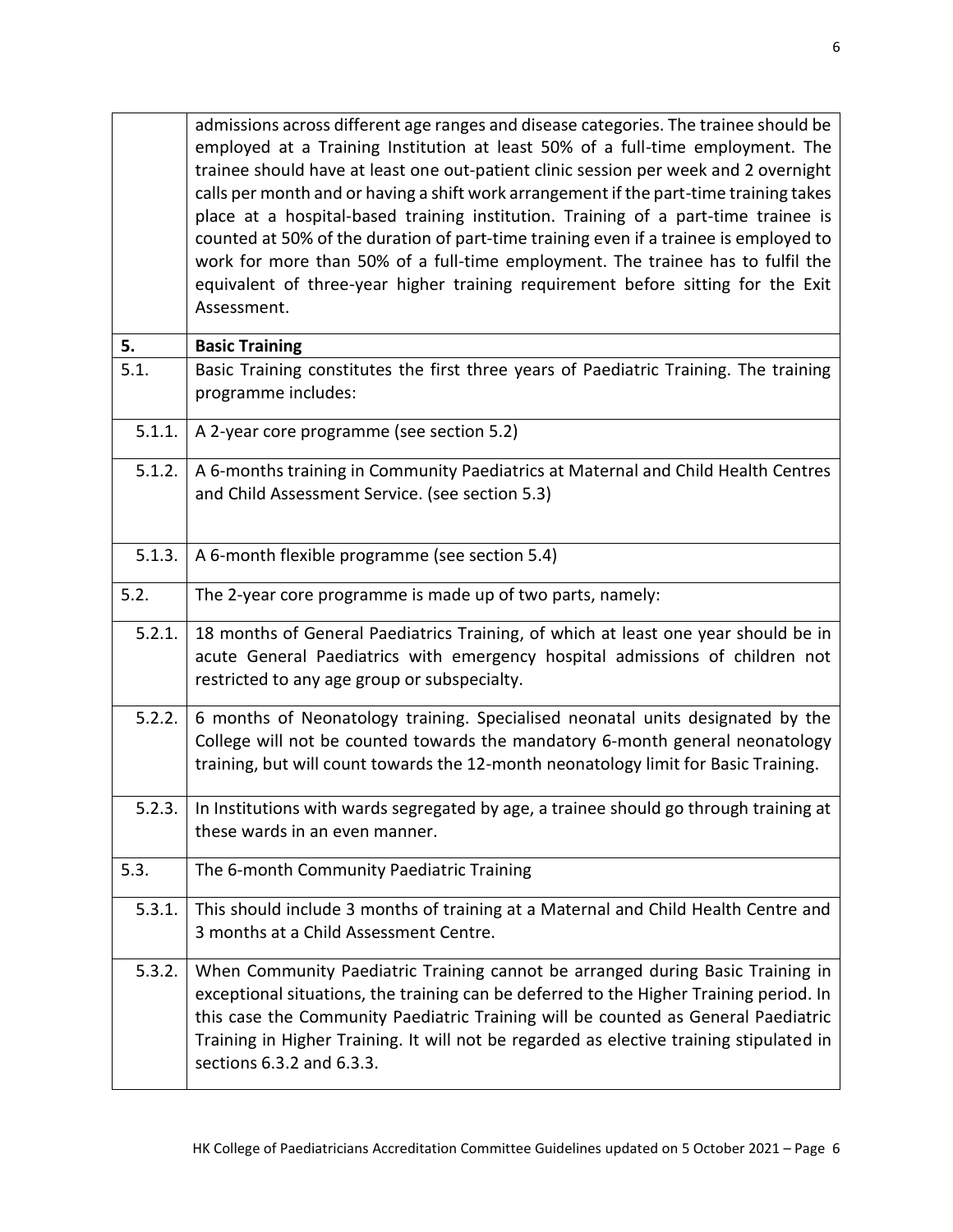| | |
|---|---|
| | admissions across different age ranges and disease categories. The trainee should be employed at a Training Institution at least 50% of a full-time employment. The trainee should have at least one out-patient clinic session per week and 2 overnight calls per month and or having a shift work arrangement if the part-time training takes place at a hospital-based training institution. Training of a part-time trainee is counted at 50% of the duration of part-time training even if a trainee is employed to work for more than 50% of a full-time employment. The trainee has to fulfil the equivalent of three-year higher training requirement before sitting for the Exit Assessment. |
| **5.** | **Basic Training** |
| 5.1. | Basic Training constitutes the first three years of Paediatric Training. The training programme includes: |
| 5.1.1. | A 2-year core programme (see section 5.2) |
| 5.1.2. | A 6-months training in Community Paediatrics at Maternal and Child Health Centres and Child Assessment Service. (see section 5.3) |
| 5.1.3. | A 6-month flexible programme (see section 5.4) |
| 5.2. | The 2-year core programme is made up of two parts, namely: |
| 5.2.1. | 18 months of General Paediatrics Training, of which at least one year should be in acute General Paediatrics with emergency hospital admissions of children not restricted to any age group or subspecialty. |
| 5.2.2. | 6 months of Neonatology training. Specialised neonatal units designated by the College will not be counted towards the mandatory 6-month general neonatology training, but will count towards the 12-month neonatology limit for Basic Training. |
| 5.2.3. | In Institutions with wards segregated by age, a trainee should go through training at these wards in an even manner. |
| 5.3. | The 6-month Community Paediatric Training |
| 5.3.1. | This should include 3 months of training at a Maternal and Child Health Centre and 3 months at a Child Assessment Centre. |
| 5.3.2. | When Community Paediatric Training cannot be arranged during Basic Training in exceptional situations, the training can be deferred to the Higher Training period. In this case the Community Paediatric Training will be counted as General Paediatric Training in Higher Training. It will not be regarded as elective training stipulated in sections 6.3.2 and 6.3.3. |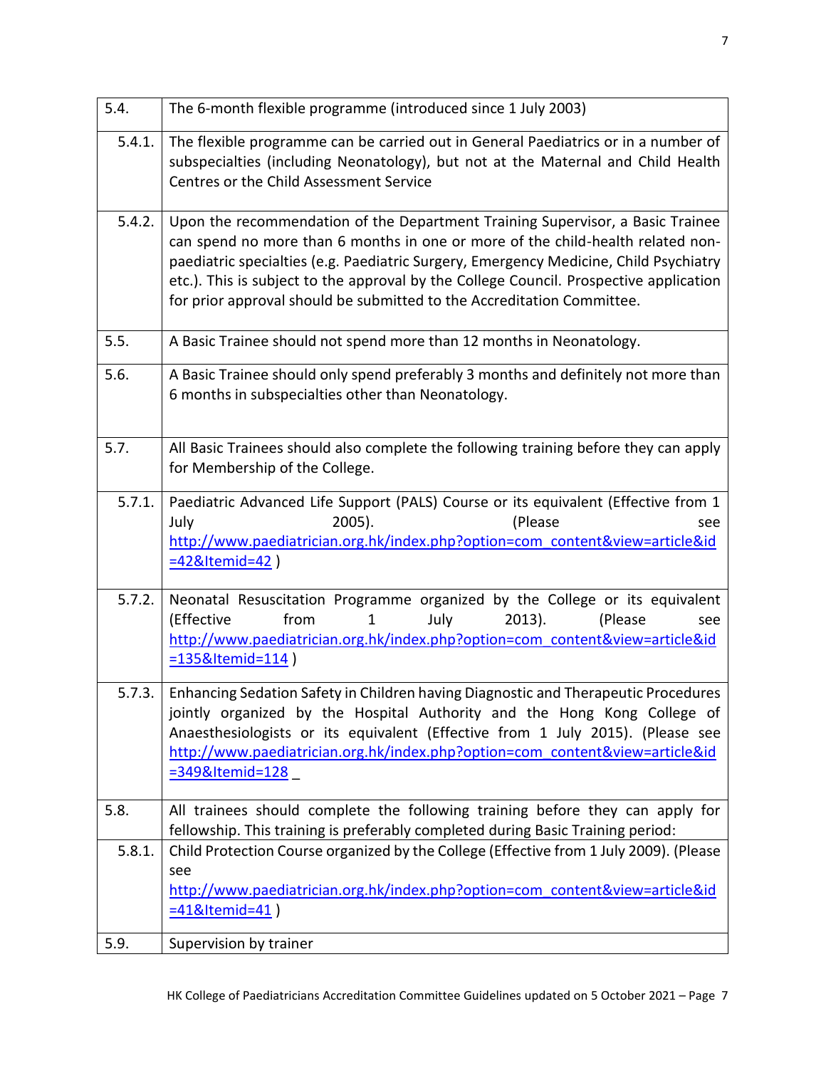| | |
|---|---|
| 5.4. | The 6-month flexible programme (introduced since 1 July 2003) |
| 5.4.1. | The flexible programme can be carried out in General Paediatrics or in a number of subspecialties (including Neonatology), but not at the Maternal and Child Health Centres or the Child Assessment Service |
| 5.4.2. | Upon the recommendation of the Department Training Supervisor, a Basic Trainee can spend no more than 6 months in one or more of the child-health related non-paediatric specialties (e.g. Paediatric Surgery, Emergency Medicine, Child Psychiatry etc.). This is subject to the approval by the College Council. Prospective application for prior approval should be submitted to the Accreditation Committee. |
| 5.5. | A Basic Trainee should not spend more than 12 months in Neonatology. |
| 5.6. | A Basic Trainee should only spend preferably 3 months and definitely not more than 6 months in subspecialties other than Neonatology. |
| 5.7. | All Basic Trainees should also complete the following training before they can apply for Membership of the College. |
| 5.7.1. | Paediatric Advanced Life Support (PALS) Course or its equivalent (Effective from 1 July 2005). (Please see http://www.paediatrician.org.hk/index.php?option=com_content&view=article&id=42&Itemid=42 ) |
| 5.7.2. | Neonatal Resuscitation Programme organized by the College or its equivalent (Effective from 1 July 2013). (Please see http://www.paediatrician.org.hk/index.php?option=com_content&view=article&id=135&Itemid=114 ) |
| 5.7.3. | Enhancing Sedation Safety in Children having Diagnostic and Therapeutic Procedures jointly organized by the Hospital Authority and the Hong Kong College of Anaesthesiologists or its equivalent (Effective from 1 July 2015). (Please see http://www.paediatrician.org.hk/index.php?option=com_content&view=article&id=349&Itemid=128 |
| 5.8. | All trainees should complete the following training before they can apply for fellowship. This training is preferably completed during Basic Training period: |
| 5.8.1. | Child Protection Course organized by the College (Effective from 1 July 2009). (Please see http://www.paediatrician.org.hk/index.php?option=com_content&view=article&id=41&Itemid=41 ) |
| 5.9. | Supervision by trainer |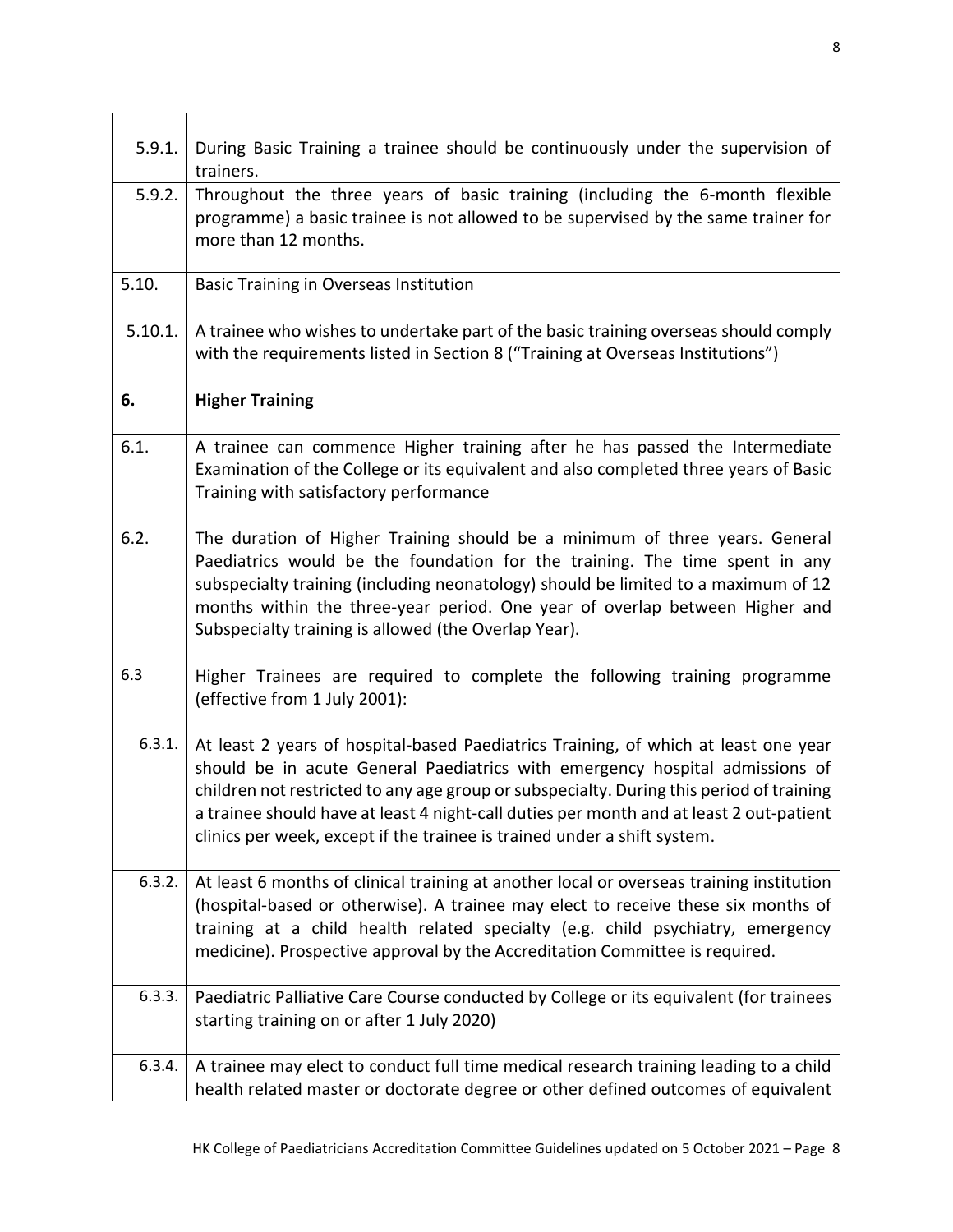| | |
|---|---|
| 5.9.1. | During Basic Training a trainee should be continuously under the supervision of trainers. |
| 5.9.2. | Throughout the three years of basic training (including the 6-month flexible programme) a basic trainee is not allowed to be supervised by the same trainer for more than 12 months. |
| 5.10. | Basic Training in Overseas Institution |
| 5.10.1. | A trainee who wishes to undertake part of the basic training overseas should comply with the requirements listed in Section 8 ("Training at Overseas Institutions") |
| **6.** | **Higher Training** |
| 6.1. | A trainee can commence Higher training after he has passed the Intermediate Examination of the College or its equivalent and also completed three years of Basic Training with satisfactory performance |
| 6.2. | The duration of Higher Training should be a minimum of three years. General Paediatrics would be the foundation for the training. The time spent in any subspecialty training (including neonatology) should be limited to a maximum of 12 months within the three-year period. One year of overlap between Higher and Subspecialty training is allowed (the Overlap Year). |
| 6.3 | Higher Trainees are required to complete the following training programme (effective from 1 July 2001): |
| 6.3.1. | At least 2 years of hospital-based Paediatrics Training, of which at least one year should be in acute General Paediatrics with emergency hospital admissions of children not restricted to any age group or subspecialty. During this period of training a trainee should have at least 4 night-call duties per month and at least 2 out-patient clinics per week, except if the trainee is trained under a shift system. |
| 6.3.2. | At least 6 months of clinical training at another local or overseas training institution (hospital-based or otherwise). A trainee may elect to receive these six months of training at a child health related specialty (e.g. child psychiatry, emergency medicine). Prospective approval by the Accreditation Committee is required. |
| 6.3.3. | Paediatric Palliative Care Course conducted by College or its equivalent (for trainees starting training on or after 1 July 2020) |
| 6.3.4. | A trainee may elect to conduct full time medical research training leading to a child health related master or doctorate degree or other defined outcomes of equivalent |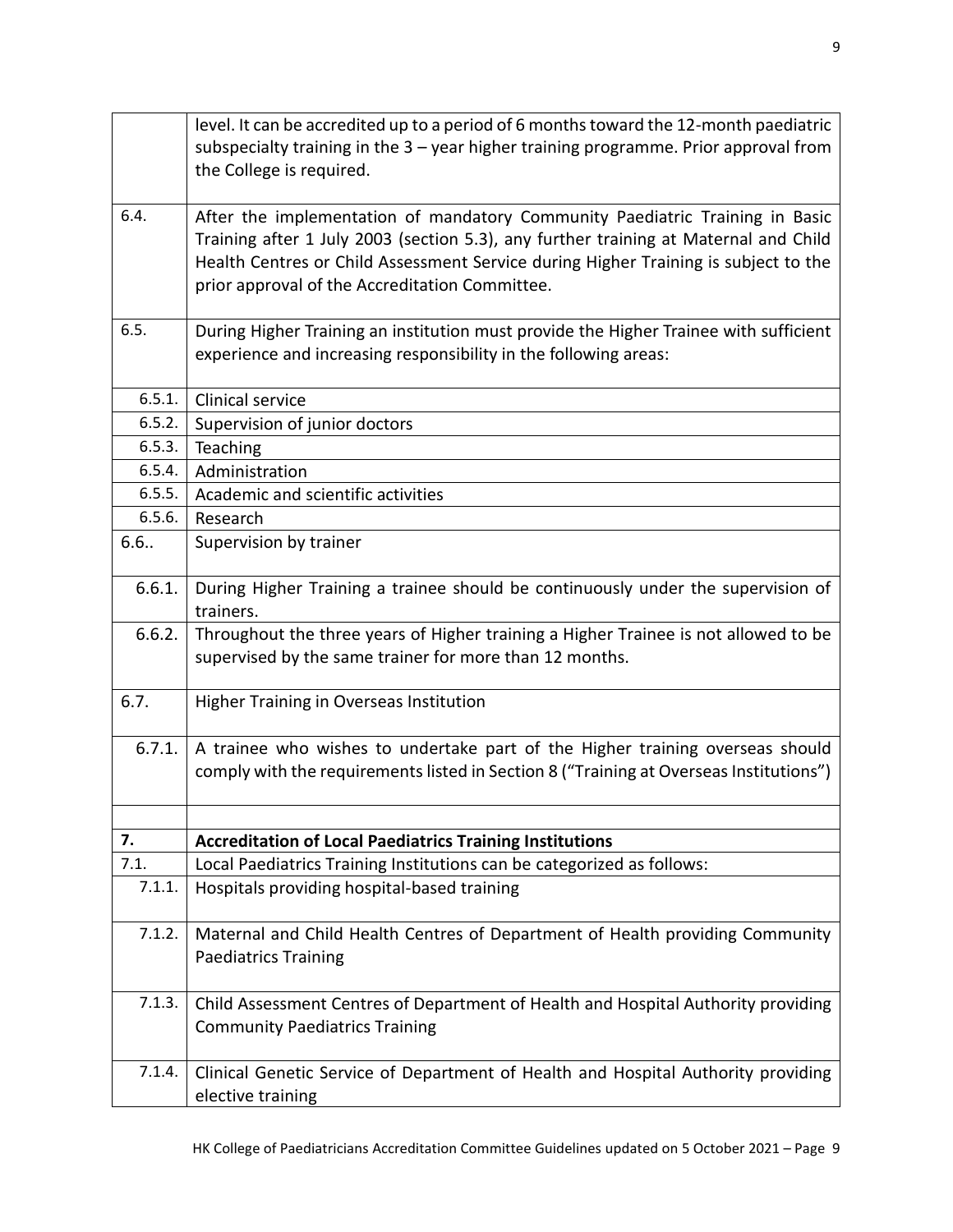| | |
|---|---|
| | level. It can be accredited up to a period of 6 months toward the 12-month paediatric subspecialty training in the 3 – year higher training programme. Prior approval from the College is required. |
| 6.4. | After the implementation of mandatory Community Paediatric Training in Basic Training after 1 July 2003 (section 5.3), any further training at Maternal and Child Health Centres or Child Assessment Service during Higher Training is subject to the prior approval of the Accreditation Committee. |
| 6.5. | During Higher Training an institution must provide the Higher Trainee with sufficient experience and increasing responsibility in the following areas: |
| 6.5.1. | Clinical service |
| 6.5.2. | Supervision of junior doctors |
| 6.5.3. | Teaching |
| 6.5.4. | Administration |
| 6.5.5. | Academic and scientific activities |
| 6.5.6. | Research |
| 6.6.. | Supervision by trainer |
| 6.6.1. | During Higher Training a trainee should be continuously under the supervision of trainers. |
| 6.6.2. | Throughout the three years of Higher training a Higher Trainee is not allowed to be supervised by the same trainer for more than 12 months. |
| 6.7. | Higher Training in Overseas Institution |
| 6.7.1. | A trainee who wishes to undertake part of the Higher training overseas should comply with the requirements listed in Section 8 ("Training at Overseas Institutions") |
| | |
| **7.** | **Accreditation of Local Paediatrics Training Institutions** |
| 7.1. | Local Paediatrics Training Institutions can be categorized as follows: |
| 7.1.1. | Hospitals providing hospital-based training |
| 7.1.2. | Maternal and Child Health Centres of Department of Health providing Community Paediatrics Training |
| 7.1.3. | Child Assessment Centres of Department of Health and Hospital Authority providing Community Paediatrics Training |
| 7.1.4. | Clinical Genetic Service of Department of Health and Hospital Authority providing elective training |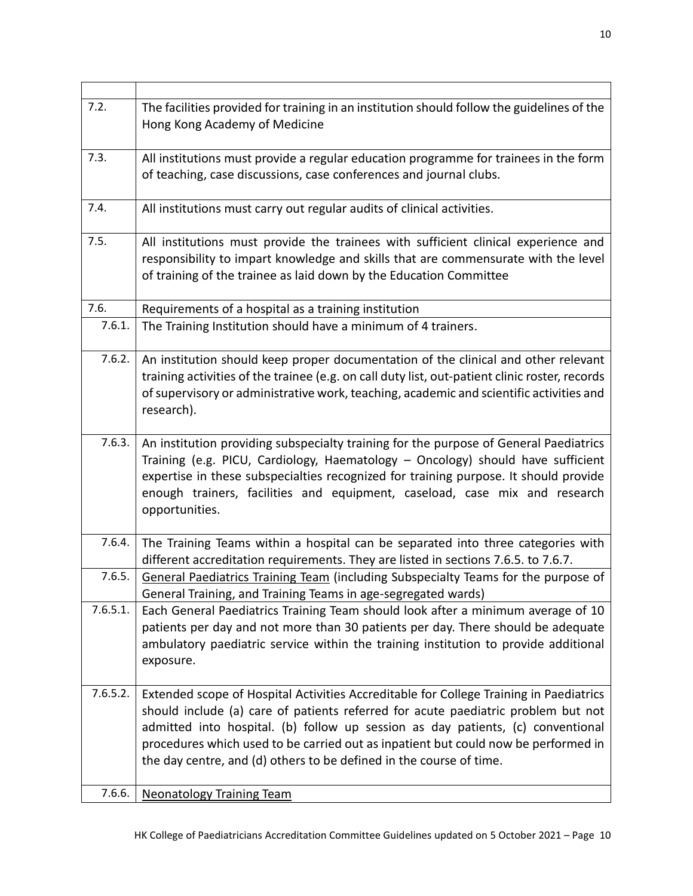| | |
|---|---|
| 7.2. | The facilities provided for training in an institution should follow the guidelines of the Hong Kong Academy of Medicine |
| 7.3. | All institutions must provide a regular education programme for trainees in the form of teaching, case discussions, case conferences and journal clubs. |
| 7.4. | All institutions must carry out regular audits of clinical activities. |
| 7.5. | All institutions must provide the trainees with sufficient clinical experience and responsibility to impart knowledge and skills that are commensurate with the level of training of the trainee as laid down by the Education Committee |
| 7.6. | Requirements of a hospital as a training institution |
| 7.6.1. | The Training Institution should have a minimum of 4 trainers. |
| 7.6.2. | An institution should keep proper documentation of the clinical and other relevant training activities of the trainee (e.g. on call duty list, out-patient clinic roster, records of supervisory or administrative work, teaching, academic and scientific activities and research). |
| 7.6.3. | An institution providing subspecialty training for the purpose of General Paediatrics Training (e.g. PICU, Cardiology, Haematology – Oncology) should have sufficient expertise in these subspecialties recognized for training purpose. It should provide enough trainers, facilities and equipment, caseload, case mix and research opportunities. |
| 7.6.4. | The Training Teams within a hospital can be separated into three categories with different accreditation requirements. They are listed in sections 7.6.5. to 7.6.7. |
| 7.6.5. | <u>General Paediatrics Training Team</u> (including Subspecialty Teams for the purpose of General Training, and Training Teams in age-segregated wards) |
| 7.6.5.1. | Each General Paediatrics Training Team should look after a minimum average of 10 patients per day and not more than 30 patients per day. There should be adequate ambulatory paediatric service within the training institution to provide additional exposure. |
| 7.6.5.2. | Extended scope of Hospital Activities Accreditable for College Training in Paediatrics should include (a) care of patients referred for acute paediatric problem but not admitted into hospital. (b) follow up session as day patients, (c) conventional procedures which used to be carried out as inpatient but could now be performed in the day centre, and (d) others to be defined in the course of time. |
| 7.6.6. | <u>Neonatology Training Team</u> |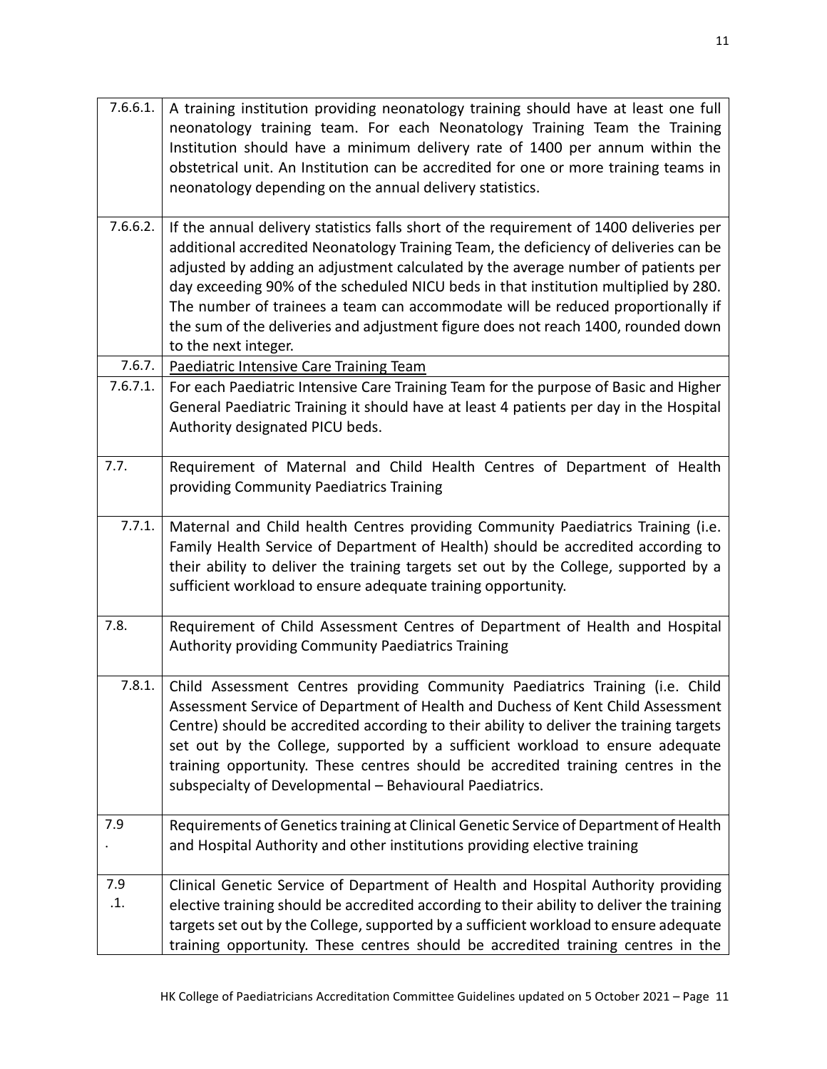| | |
|---|---|
| 7.6.6.1. | A training institution providing neonatology training should have at least one full neonatology training team. For each Neonatology Training Team the Training Institution should have a minimum delivery rate of 1400 per annum within the obstetrical unit. An Institution can be accredited for one or more training teams in neonatology depending on the annual delivery statistics. |
| 7.6.6.2. | If the annual delivery statistics falls short of the requirement of 1400 deliveries per additional accredited Neonatology Training Team, the deficiency of deliveries can be adjusted by adding an adjustment calculated by the average number of patients per day exceeding 90% of the scheduled NICU beds in that institution multiplied by 280. The number of trainees a team can accommodate will be reduced proportionally if the sum of the deliveries and adjustment figure does not reach 1400, rounded down to the next integer. |
| 7.6.7. | <u>Paediatric Intensive Care Training Team</u> |
| 7.6.7.1. | For each Paediatric Intensive Care Training Team for the purpose of Basic and Higher General Paediatric Training it should have at least 4 patients per day in the Hospital Authority designated PICU beds. |
| 7.7. | Requirement of Maternal and Child Health Centres of Department of Health providing Community Paediatrics Training |
| 7.7.1. | Maternal and Child health Centres providing Community Paediatrics Training (i.e. Family Health Service of Department of Health) should be accredited according to their ability to deliver the training targets set out by the College, supported by a sufficient workload to ensure adequate training opportunity. |
| 7.8. | Requirement of Child Assessment Centres of Department of Health and Hospital Authority providing Community Paediatrics Training |
| 7.8.1. | Child Assessment Centres providing Community Paediatrics Training (i.e. Child Assessment Service of Department of Health and Duchess of Kent Child Assessment Centre) should be accredited according to their ability to deliver the training targets set out by the College, supported by a sufficient workload to ensure adequate training opportunity. These centres should be accredited training centres in the subspecialty of Developmental – Behavioural Paediatrics. |
| 7.9. | Requirements of Genetics training at Clinical Genetic Service of Department of Health and Hospital Authority and other institutions providing elective training |
| 7.9.1. | Clinical Genetic Service of Department of Health and Hospital Authority providing elective training should be accredited according to their ability to deliver the training targets set out by the College, supported by a sufficient workload to ensure adequate training opportunity. These centres should be accredited training centres in the |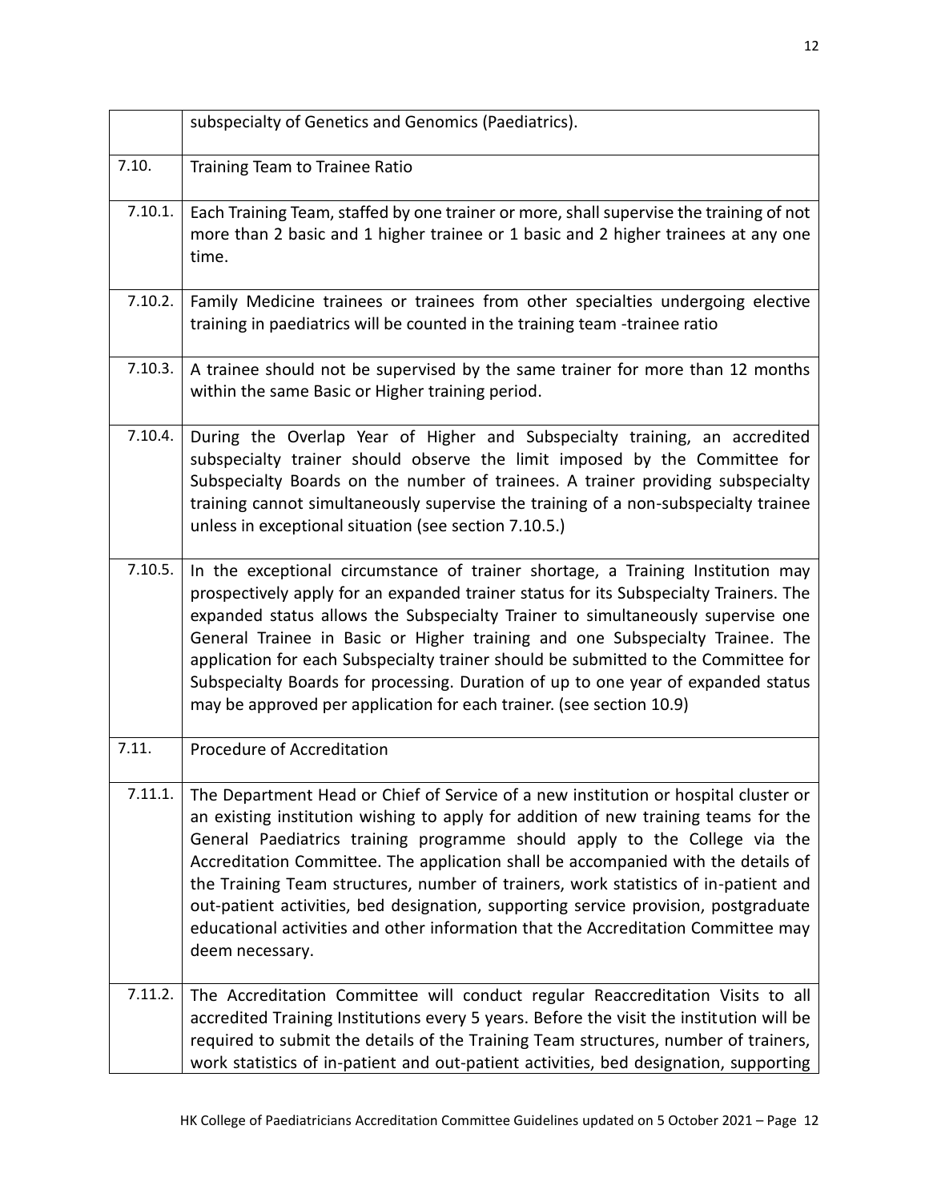| | |
|---|---|
| | subspecialty of Genetics and Genomics (Paediatrics). |
| 7.10. | Training Team to Trainee Ratio |
| 7.10.1. | Each Training Team, staffed by one trainer or more, shall supervise the training of not more than 2 basic and 1 higher trainee or 1 basic and 2 higher trainees at any one time. |
| 7.10.2. | Family Medicine trainees or trainees from other specialties undergoing elective training in paediatrics will be counted in the training team -trainee ratio |
| 7.10.3. | A trainee should not be supervised by the same trainer for more than 12 months within the same Basic or Higher training period. |
| 7.10.4. | During the Overlap Year of Higher and Subspecialty training, an accredited subspecialty trainer should observe the limit imposed by the Committee for Subspecialty Boards on the number of trainees. A trainer providing subspecialty training cannot simultaneously supervise the training of a non-subspecialty trainee unless in exceptional situation (see section 7.10.5.) |
| 7.10.5. | In the exceptional circumstance of trainer shortage, a Training Institution may prospectively apply for an expanded trainer status for its Subspecialty Trainers. The expanded status allows the Subspecialty Trainer to simultaneously supervise one General Trainee in Basic or Higher training and one Subspecialty Trainee. The application for each Subspecialty trainer should be submitted to the Committee for Subspecialty Boards for processing. Duration of up to one year of expanded status may be approved per application for each trainer. (see section 10.9) |
| 7.11. | Procedure of Accreditation |
| 7.11.1. | The Department Head or Chief of Service of a new institution or hospital cluster or an existing institution wishing to apply for addition of new training teams for the General Paediatrics training programme should apply to the College via the Accreditation Committee. The application shall be accompanied with the details of the Training Team structures, number of trainers, work statistics of in-patient and out-patient activities, bed designation, supporting service provision, postgraduate educational activities and other information that the Accreditation Committee may deem necessary. |
| 7.11.2. | The Accreditation Committee will conduct regular Reaccreditation Visits to all accredited Training Institutions every 5 years. Before the visit the institution will be required to submit the details of the Training Team structures, number of trainers, work statistics of in-patient and out-patient activities, bed designation, supporting |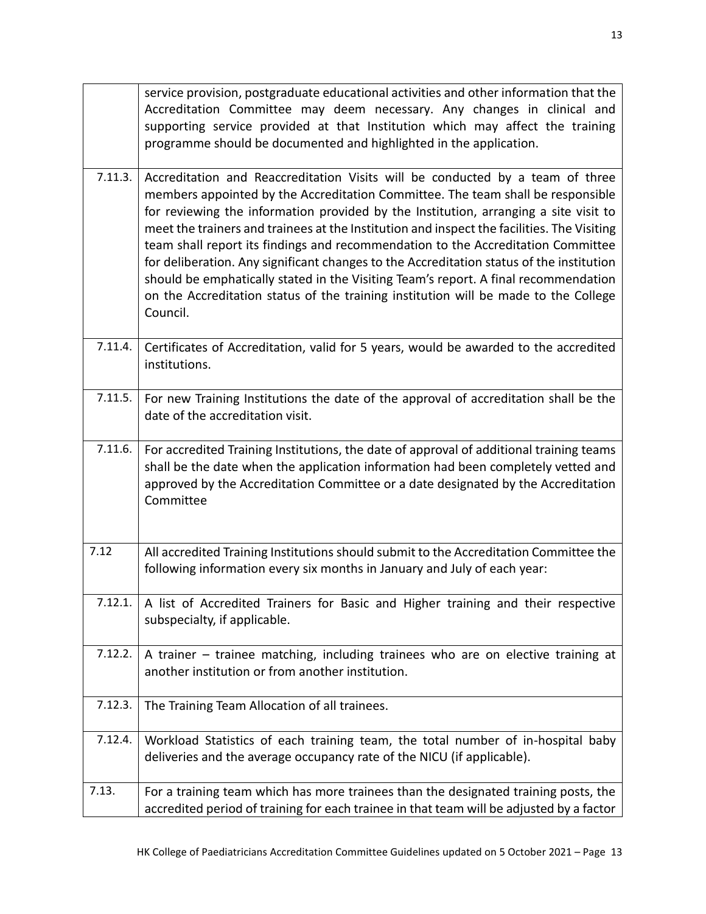| | |
|---|---|
| | service provision, postgraduate educational activities and other information that the Accreditation Committee may deem necessary. Any changes in clinical and supporting service provided at that Institution which may affect the training programme should be documented and highlighted in the application. |
| 7.11.3. | Accreditation and Reaccreditation Visits will be conducted by a team of three members appointed by the Accreditation Committee. The team shall be responsible for reviewing the information provided by the Institution, arranging a site visit to meet the trainers and trainees at the Institution and inspect the facilities. The Visiting team shall report its findings and recommendation to the Accreditation Committee for deliberation. Any significant changes to the Accreditation status of the institution should be emphatically stated in the Visiting Team's report. A final recommendation on the Accreditation status of the training institution will be made to the College Council. |
| 7.11.4. | Certificates of Accreditation, valid for 5 years, would be awarded to the accredited institutions. |
| 7.11.5. | For new Training Institutions the date of the approval of accreditation shall be the date of the accreditation visit. |
| 7.11.6. | For accredited Training Institutions, the date of approval of additional training teams shall be the date when the application information had been completely vetted and approved by the Accreditation Committee or a date designated by the Accreditation Committee |
| 7.12 | All accredited Training Institutions should submit to the Accreditation Committee the following information every six months in January and July of each year: |
| 7.12.1. | A list of Accredited Trainers for Basic and Higher training and their respective subspecialty, if applicable. |
| 7.12.2. | A trainer – trainee matching, including trainees who are on elective training at another institution or from another institution. |
| 7.12.3. | The Training Team Allocation of all trainees. |
| 7.12.4. | Workload Statistics of each training team, the total number of in-hospital baby deliveries and the average occupancy rate of the NICU (if applicable). |
| 7.13. | For a training team which has more trainees than the designated training posts, the accredited period of training for each trainee in that team will be adjusted by a factor |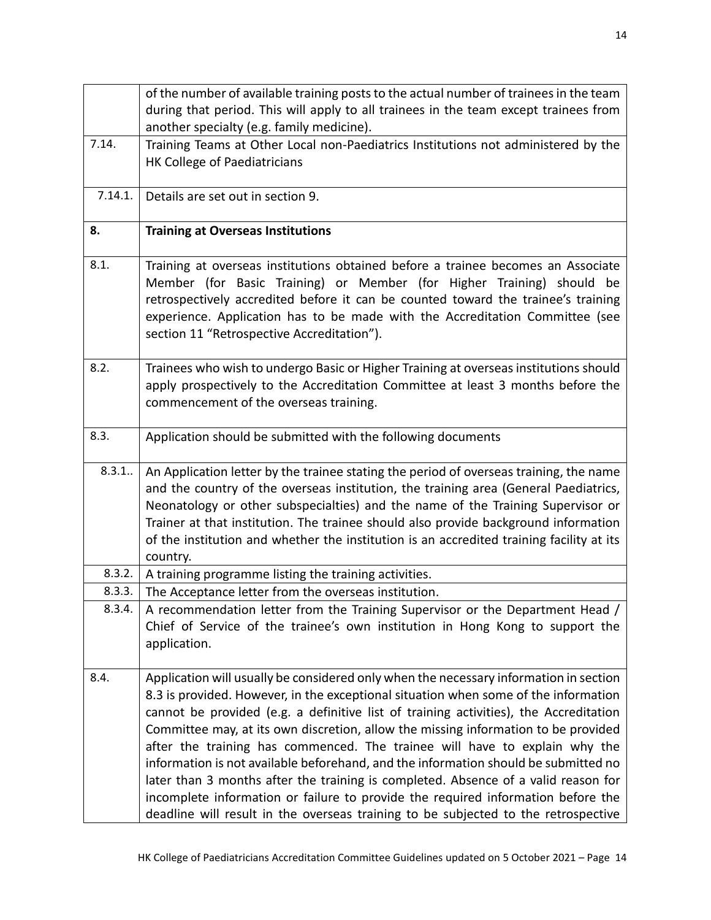| | |
|---|---|
| | of the number of available training posts to the actual number of trainees in the team during that period. This will apply to all trainees in the team except trainees from another specialty (e.g. family medicine). |
| 7.14. | Training Teams at Other Local non-Paediatrics Institutions not administered by the HK College of Paediatricians |
| 7.14.1. | Details are set out in section 9. |
| **8.** | **Training at Overseas Institutions** |
| 8.1. | Training at overseas institutions obtained before a trainee becomes an Associate Member (for Basic Training) or Member (for Higher Training) should be retrospectively accredited before it can be counted toward the trainee's training experience. Application has to be made with the Accreditation Committee (see section 11 "Retrospective Accreditation"). |
| 8.2. | Trainees who wish to undergo Basic or Higher Training at overseas institutions should apply prospectively to the Accreditation Committee at least 3 months before the commencement of the overseas training. |
| 8.3. | Application should be submitted with the following documents |
| 8.3.1.. | An Application letter by the trainee stating the period of overseas training, the name and the country of the overseas institution, the training area (General Paediatrics, Neonatology or other subspecialties) and the name of the Training Supervisor or Trainer at that institution. The trainee should also provide background information of the institution and whether the institution is an accredited training facility at its country. |
| 8.3.2. | A training programme listing the training activities. |
| 8.3.3. | The Acceptance letter from the overseas institution. |
| 8.3.4. | A recommendation letter from the Training Supervisor or the Department Head / Chief of Service of the trainee's own institution in Hong Kong to support the application. |
| 8.4. | Application will usually be considered only when the necessary information in section 8.3 is provided. However, in the exceptional situation when some of the information cannot be provided (e.g. a definitive list of training activities), the Accreditation Committee may, at its own discretion, allow the missing information to be provided after the training has commenced. The trainee will have to explain why the information is not available beforehand, and the information should be submitted no later than 3 months after the training is completed. Absence of a valid reason for incomplete information or failure to provide the required information before the deadline will result in the overseas training to be subjected to the retrospective |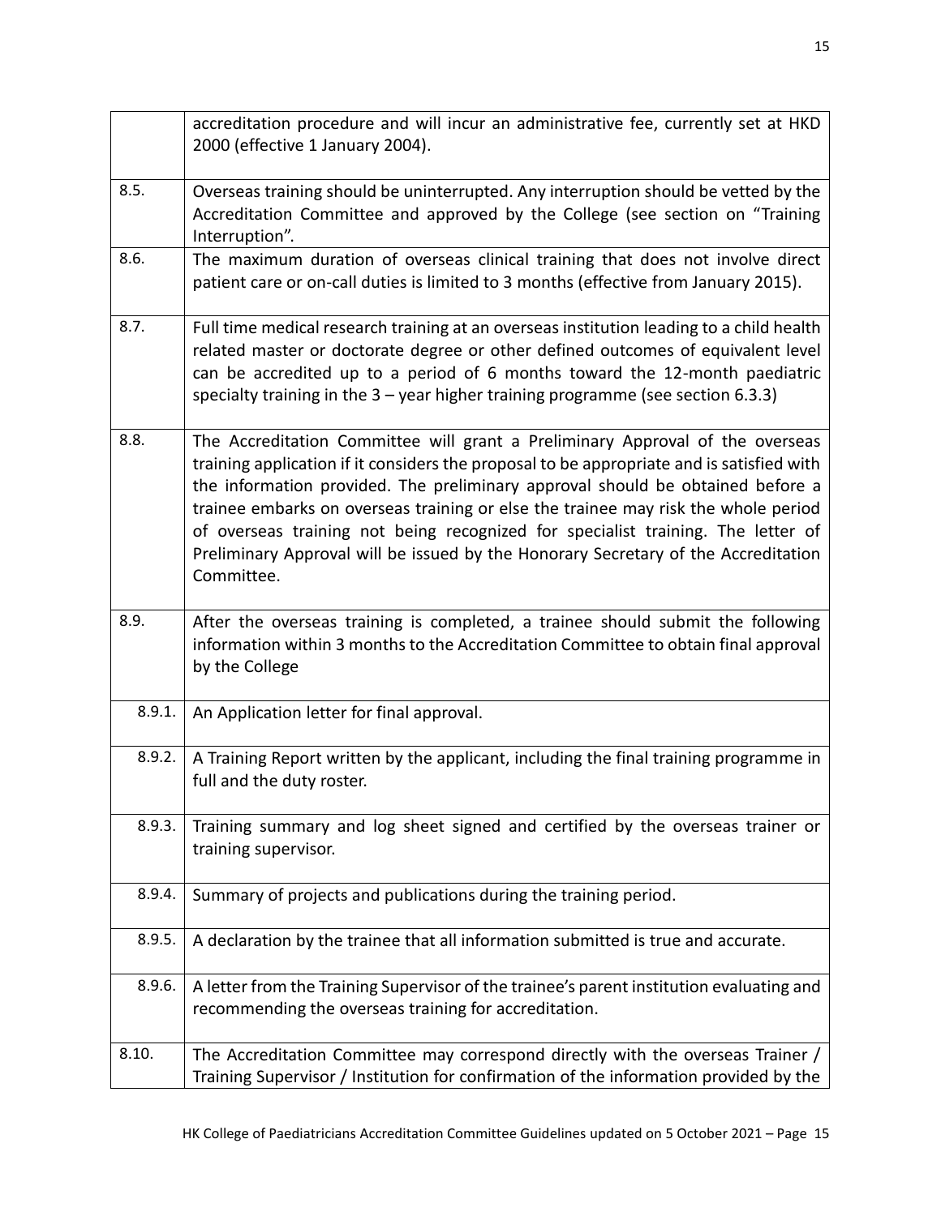| | |
|---|---|
| | accreditation procedure and will incur an administrative fee, currently set at HKD 2000 (effective 1 January 2004). |
| 8.5. | Overseas training should be uninterrupted. Any interruption should be vetted by the Accreditation Committee and approved by the College (see section on "Training Interruption". |
| 8.6. | The maximum duration of overseas clinical training that does not involve direct patient care or on-call duties is limited to 3 months (effective from January 2015). |
| 8.7. | Full time medical research training at an overseas institution leading to a child health related master or doctorate degree or other defined outcomes of equivalent level can be accredited up to a period of 6 months toward the 12-month paediatric specialty training in the 3 – year higher training programme (see section 6.3.3) |
| 8.8. | The Accreditation Committee will grant a Preliminary Approval of the overseas training application if it considers the proposal to be appropriate and is satisfied with the information provided. The preliminary approval should be obtained before a trainee embarks on overseas training or else the trainee may risk the whole period of overseas training not being recognized for specialist training. The letter of Preliminary Approval will be issued by the Honorary Secretary of the Accreditation Committee. |
| 8.9. | After the overseas training is completed, a trainee should submit the following information within 3 months to the Accreditation Committee to obtain final approval by the College |
| 8.9.1. | An Application letter for final approval. |
| 8.9.2. | A Training Report written by the applicant, including the final training programme in full and the duty roster. |
| 8.9.3. | Training summary and log sheet signed and certified by the overseas trainer or training supervisor. |
| 8.9.4. | Summary of projects and publications during the training period. |
| 8.9.5. | A declaration by the trainee that all information submitted is true and accurate. |
| 8.9.6. | A letter from the Training Supervisor of the trainee's parent institution evaluating and recommending the overseas training for accreditation. |
| 8.10. | The Accreditation Committee may correspond directly with the overseas Trainer / Training Supervisor / Institution for confirmation of the information provided by the |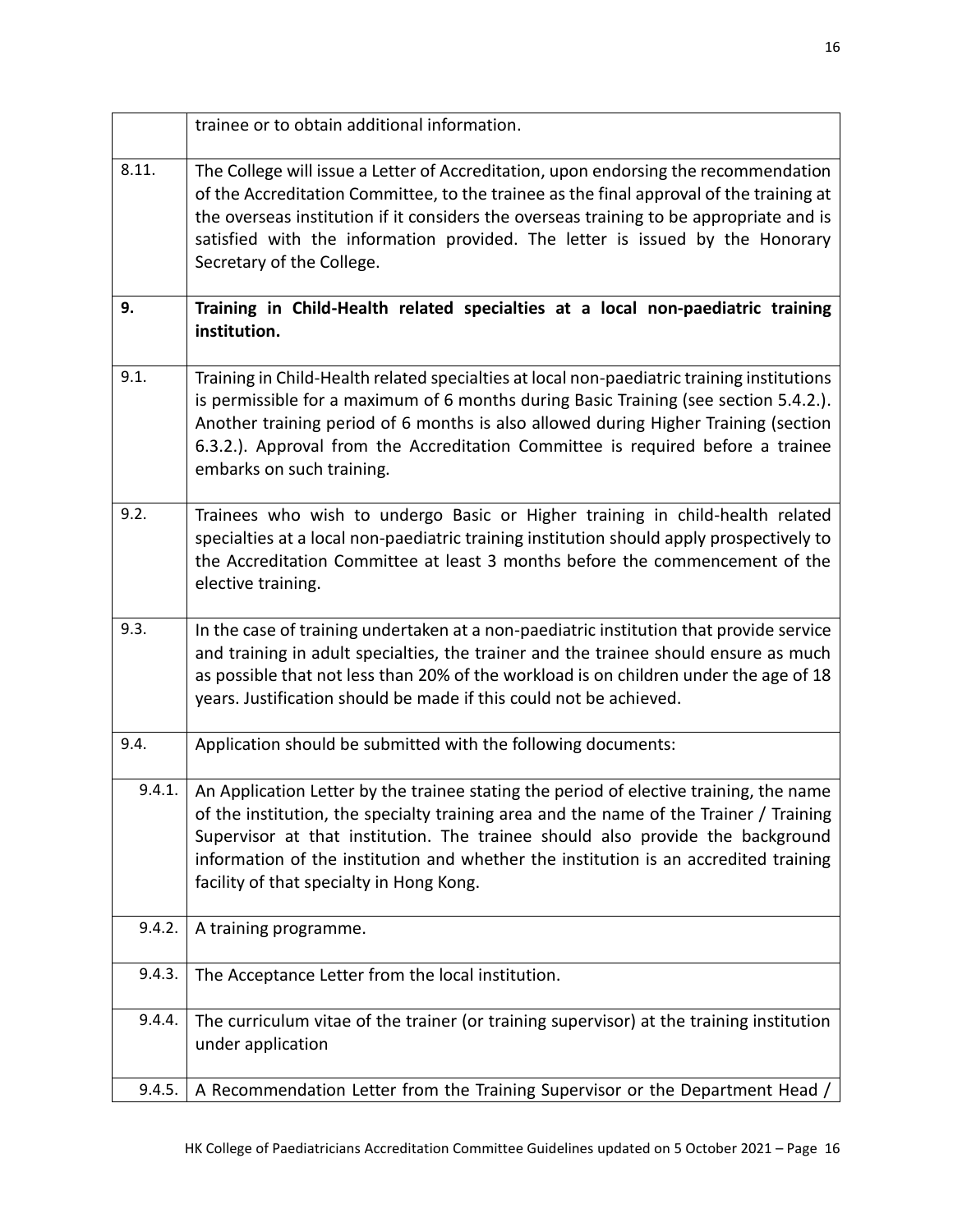|  |  |
|---|---|
|  | trainee or to obtain additional information. |
| 8.11. | The College will issue a Letter of Accreditation, upon endorsing the recommendation of the Accreditation Committee, to the trainee as the final approval of the training at the overseas institution if it considers the overseas training to be appropriate and is satisfied with the information provided. The letter is issued by the Honorary Secretary of the College. |
| **9.** | **Training in Child-Health related specialties at a local non-paediatric training institution.** |
| 9.1. | Training in Child-Health related specialties at local non-paediatric training institutions is permissible for a maximum of 6 months during Basic Training (see section 5.4.2.). Another training period of 6 months is also allowed during Higher Training (section 6.3.2.). Approval from the Accreditation Committee is required before a trainee embarks on such training. |
| 9.2. | Trainees who wish to undergo Basic or Higher training in child-health related specialties at a local non-paediatric training institution should apply prospectively to the Accreditation Committee at least 3 months before the commencement of the elective training. |
| 9.3. | In the case of training undertaken at a non-paediatric institution that provide service and training in adult specialties, the trainer and the trainee should ensure as much as possible that not less than 20% of the workload is on children under the age of 18 years. Justification should be made if this could not be achieved. |
| 9.4. | Application should be submitted with the following documents: |
| 9.4.1. | An Application Letter by the trainee stating the period of elective training, the name of the institution, the specialty training area and the name of the Trainer / Training Supervisor at that institution. The trainee should also provide the background information of the institution and whether the institution is an accredited training facility of that specialty in Hong Kong. |
| 9.4.2. | A training programme. |
| 9.4.3. | The Acceptance Letter from the local institution. |
| 9.4.4. | The curriculum vitae of the trainer (or training supervisor) at the training institution under application |
| 9.4.5. | A Recommendation Letter from the Training Supervisor or the Department Head / |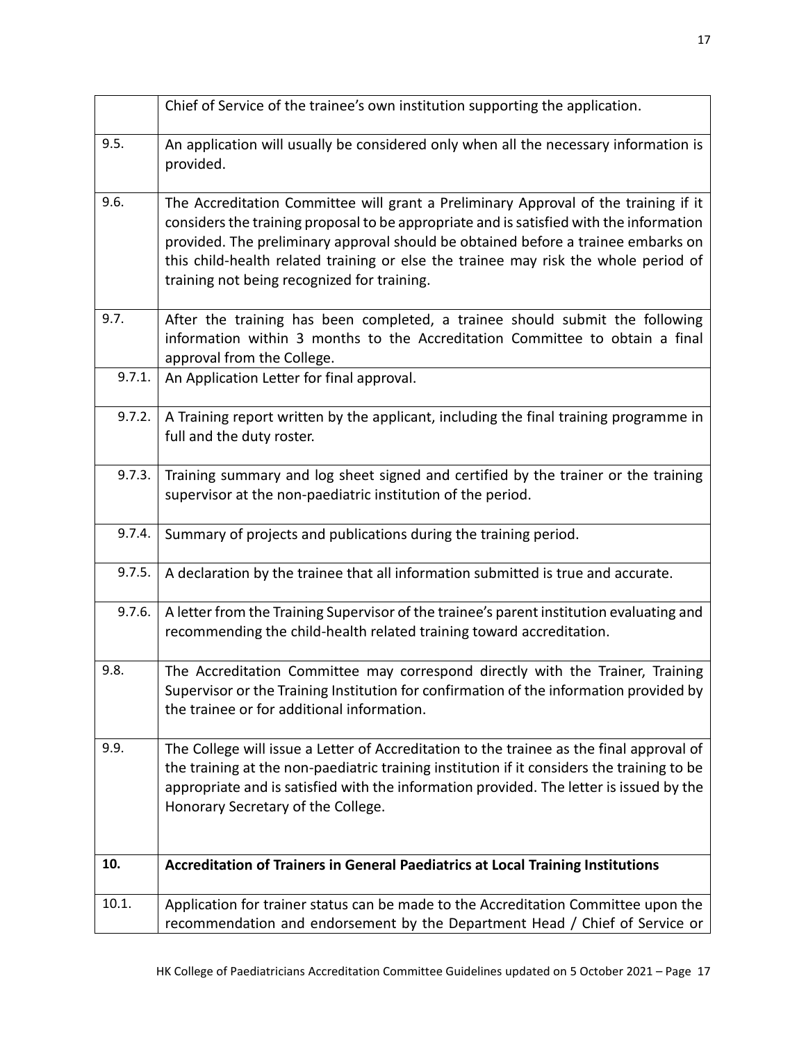|  |  |
|---|---|
|  | Chief of Service of the trainee's own institution supporting the application. |
| 9.5. | An application will usually be considered only when all the necessary information is provided. |
| 9.6. | The Accreditation Committee will grant a Preliminary Approval of the training if it considers the training proposal to be appropriate and is satisfied with the information provided. The preliminary approval should be obtained before a trainee embarks on this child-health related training or else the trainee may risk the whole period of training not being recognized for training. |
| 9.7. | After the training has been completed, a trainee should submit the following information within 3 months to the Accreditation Committee to obtain a final approval from the College. |
| 9.7.1. | An Application Letter for final approval. |
| 9.7.2. | A Training report written by the applicant, including the final training programme in full and the duty roster. |
| 9.7.3. | Training summary and log sheet signed and certified by the trainer or the training supervisor at the non-paediatric institution of the period. |
| 9.7.4. | Summary of projects and publications during the training period. |
| 9.7.5. | A declaration by the trainee that all information submitted is true and accurate. |
| 9.7.6. | A letter from the Training Supervisor of the trainee's parent institution evaluating and recommending the child-health related training toward accreditation. |
| 9.8. | The Accreditation Committee may correspond directly with the Trainer, Training Supervisor or the Training Institution for confirmation of the information provided by the trainee or for additional information. |
| 9.9. | The College will issue a Letter of Accreditation to the trainee as the final approval of the training at the non-paediatric training institution if it considers the training to be appropriate and is satisfied with the information provided. The letter is issued by the Honorary Secretary of the College. |
| **10.** | **Accreditation of Trainers in General Paediatrics at Local Training Institutions** |
| 10.1. | Application for trainer status can be made to the Accreditation Committee upon the recommendation and endorsement by the Department Head / Chief of Service or |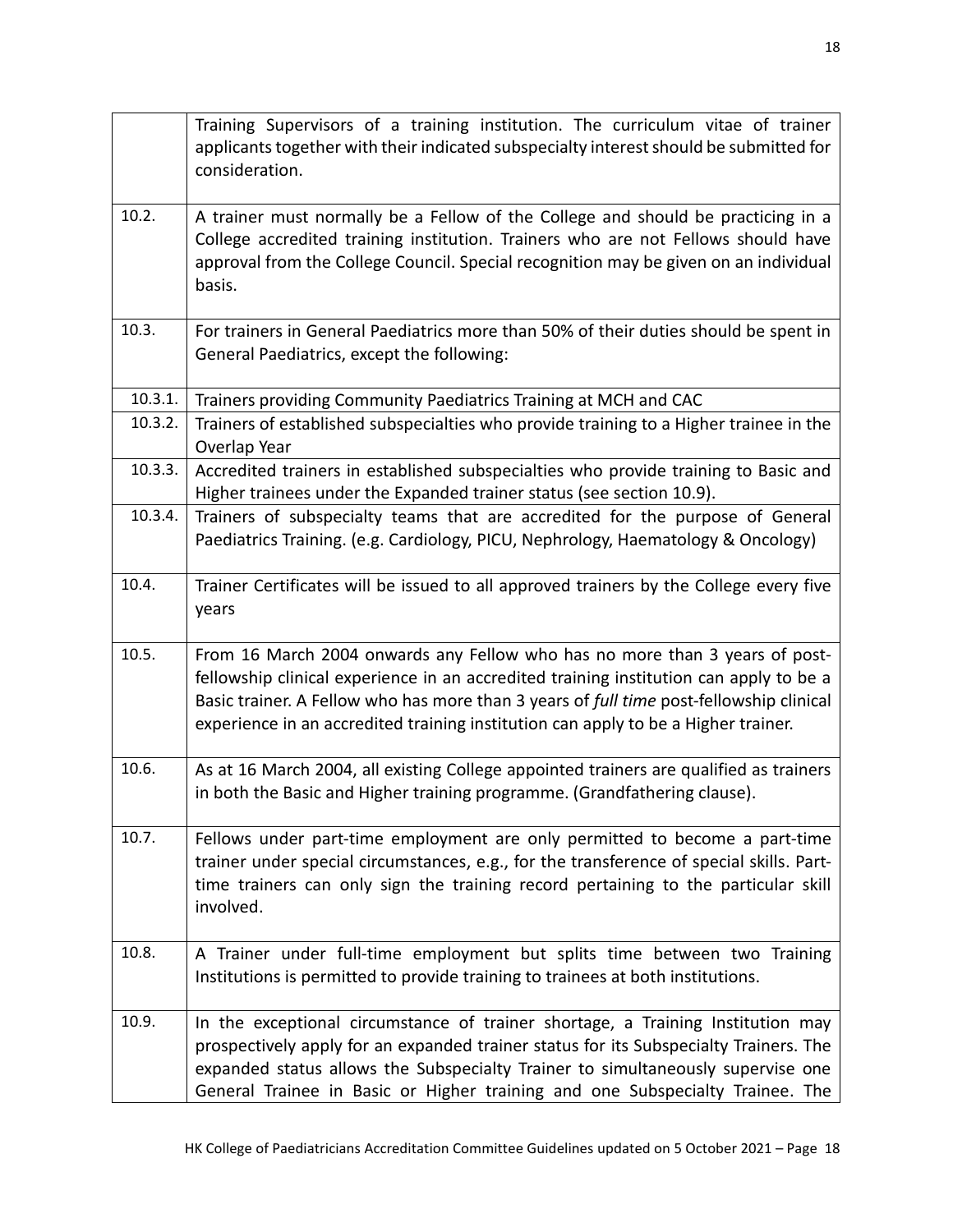| | |
|---|---|
| | Training Supervisors of a training institution. The curriculum vitae of trainer applicants together with their indicated subspecialty interest should be submitted for consideration. |
| 10.2. | A trainer must normally be a Fellow of the College and should be practicing in a College accredited training institution. Trainers who are not Fellows should have approval from the College Council. Special recognition may be given on an individual basis. |
| 10.3. | For trainers in General Paediatrics more than 50% of their duties should be spent in General Paediatrics, except the following: |
| 10.3.1. | Trainers providing Community Paediatrics Training at MCH and CAC |
| 10.3.2. | Trainers of established subspecialties who provide training to a Higher trainee in the Overlap Year |
| 10.3.3. | Accredited trainers in established subspecialties who provide training to Basic and Higher trainees under the Expanded trainer status (see section 10.9). |
| 10.3.4. | Trainers of subspecialty teams that are accredited for the purpose of General Paediatrics Training. (e.g. Cardiology, PICU, Nephrology, Haematology & Oncology) |
| 10.4. | Trainer Certificates will be issued to all approved trainers by the College every five years |
| 10.5. | From 16 March 2004 onwards any Fellow who has no more than 3 years of post-fellowship clinical experience in an accredited training institution can apply to be a Basic trainer. A Fellow who has more than 3 years of *full time* post-fellowship clinical experience in an accredited training institution can apply to be a Higher trainer. |
| 10.6. | As at 16 March 2004, all existing College appointed trainers are qualified as trainers in both the Basic and Higher training programme. (Grandfathering clause). |
| 10.7. | Fellows under part-time employment are only permitted to become a part-time trainer under special circumstances, e.g., for the transference of special skills. Part-time trainers can only sign the training record pertaining to the particular skill involved. |
| 10.8. | A Trainer under full-time employment but splits time between two Training Institutions is permitted to provide training to trainees at both institutions. |
| 10.9. | In the exceptional circumstance of trainer shortage, a Training Institution may prospectively apply for an expanded trainer status for its Subspecialty Trainers. The expanded status allows the Subspecialty Trainer to simultaneously supervise one General Trainee in Basic or Higher training and one Subspecialty Trainee. The |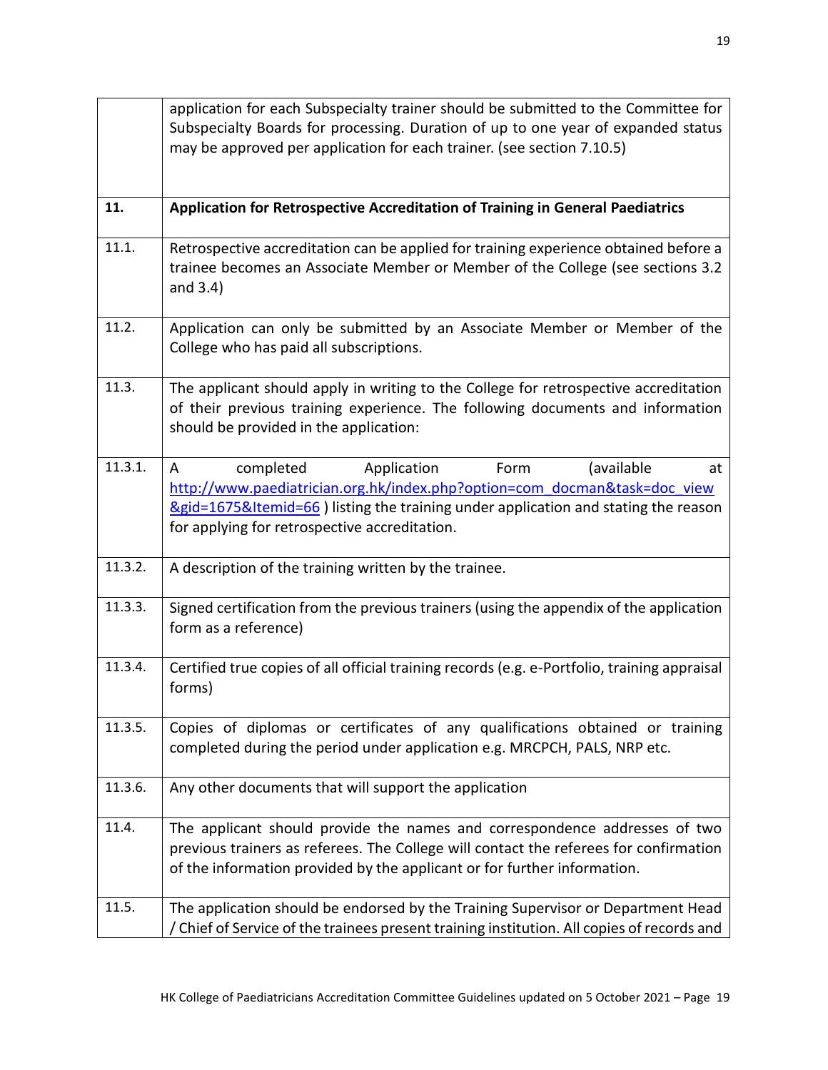| | |
|---|---|
| | application for each Subspecialty trainer should be submitted to the Committee for Subspecialty Boards for processing. Duration of up to one year of expanded status may be approved per application for each trainer. (see section 7.10.5) |
| **11.** | **Application for Retrospective Accreditation of Training in General Paediatrics** |
| 11.1. | Retrospective accreditation can be applied for training experience obtained before a trainee becomes an Associate Member or Member of the College (see sections 3.2 and 3.4) |
| 11.2. | Application can only be submitted by an Associate Member or Member of the College who has paid all subscriptions. |
| 11.3. | The applicant should apply in writing to the College for retrospective accreditation of their previous training experience. The following documents and information should be provided in the application: |
| 11.3.1. | A completed Application Form (available at [http://www.paediatrician.org.hk/index.php?option=com_docman&task=doc_view&gid=1675&Itemid=66](http://www.paediatrician.org.hk/index.php?option=com_docman&task=doc_view&gid=1675&Itemid=66) ) listing the training under application and stating the reason for applying for retrospective accreditation. |
| 11.3.2. | A description of the training written by the trainee. |
| 11.3.3. | Signed certification from the previous trainers (using the appendix of the application form as a reference) |
| 11.3.4. | Certified true copies of all official training records (e.g. e-Portfolio, training appraisal forms) |
| 11.3.5. | Copies of diplomas or certificates of any qualifications obtained or training completed during the period under application e.g. MRCPCH, PALS, NRP etc. |
| 11.3.6. | Any other documents that will support the application |
| 11.4. | The applicant should provide the names and correspondence addresses of two previous trainers as referees. The College will contact the referees for confirmation of the information provided by the applicant or for further information. |
| 11.5. | The application should be endorsed by the Training Supervisor or Department Head / Chief of Service of the trainees present training institution. All copies of records and |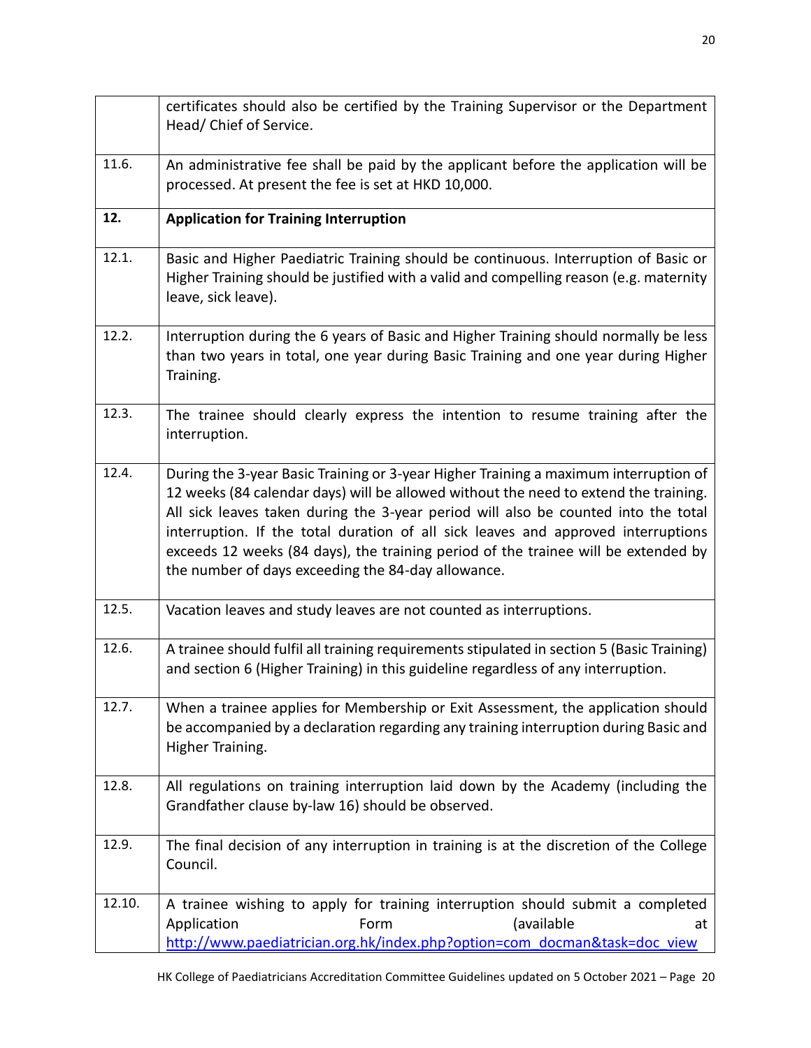| | |
|---|---|
| | certificates should also be certified by the Training Supervisor or the Department Head/ Chief of Service. |
| 11.6. | An administrative fee shall be paid by the applicant before the application will be processed. At present the fee is set at HKD 10,000. |
| **12.** | **Application for Training Interruption** |
| 12.1. | Basic and Higher Paediatric Training should be continuous. Interruption of Basic or Higher Training should be justified with a valid and compelling reason (e.g. maternity leave, sick leave). |
| 12.2. | Interruption during the 6 years of Basic and Higher Training should normally be less than two years in total, one year during Basic Training and one year during Higher Training. |
| 12.3. | The trainee should clearly express the intention to resume training after the interruption. |
| 12.4. | During the 3-year Basic Training or 3-year Higher Training a maximum interruption of 12 weeks (84 calendar days) will be allowed without the need to extend the training. All sick leaves taken during the 3-year period will also be counted into the total interruption. If the total duration of all sick leaves and approved interruptions exceeds 12 weeks (84 days), the training period of the trainee will be extended by the number of days exceeding the 84-day allowance. |
| 12.5. | Vacation leaves and study leaves are not counted as interruptions. |
| 12.6. | A trainee should fulfil all training requirements stipulated in section 5 (Basic Training) and section 6 (Higher Training) in this guideline regardless of any interruption. |
| 12.7. | When a trainee applies for Membership or Exit Assessment, the application should be accompanied by a declaration regarding any training interruption during Basic and Higher Training. |
| 12.8. | All regulations on training interruption laid down by the Academy (including the Grandfather clause by-law 16) should be observed. |
| 12.9. | The final decision of any interruption in training is at the discretion of the College Council. |
| 12.10. | A trainee wishing to apply for training interruption should submit a completed Application Form (available at http://www.paediatrician.org.hk/index.php?option=com_docman&task=doc_view |

HK College of Paediatricians Accreditation Committee Guidelines updated on 5 October 2021 – Page 20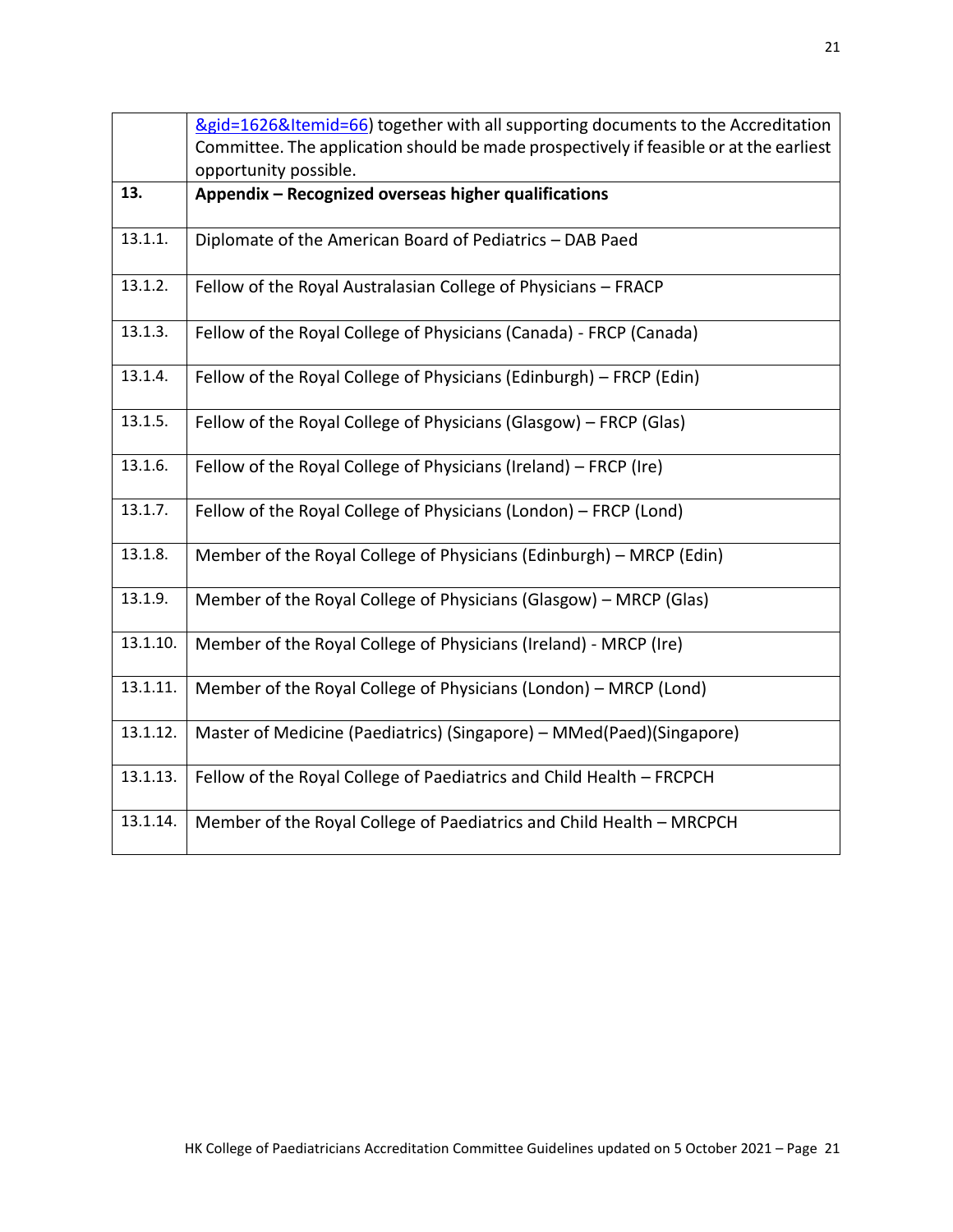| | |
|---|---|
| | &gid=1626&Itemid=66) together with all supporting documents to the Accreditation Committee. The application should be made prospectively if feasible or at the earliest opportunity possible. |
| **13.** | **Appendix – Recognized overseas higher qualifications** |
| 13.1.1. | Diplomate of the American Board of Pediatrics – DAB Paed |
| 13.1.2. | Fellow of the Royal Australasian College of Physicians – FRACP |
| 13.1.3. | Fellow of the Royal College of Physicians (Canada) - FRCP (Canada) |
| 13.1.4. | Fellow of the Royal College of Physicians (Edinburgh) – FRCP (Edin) |
| 13.1.5. | Fellow of the Royal College of Physicians (Glasgow) – FRCP (Glas) |
| 13.1.6. | Fellow of the Royal College of Physicians (Ireland) – FRCP (Ire) |
| 13.1.7. | Fellow of the Royal College of Physicians (London) – FRCP (Lond) |
| 13.1.8. | Member of the Royal College of Physicians (Edinburgh) – MRCP (Edin) |
| 13.1.9. | Member of the Royal College of Physicians (Glasgow) – MRCP (Glas) |
| 13.1.10. | Member of the Royal College of Physicians (Ireland) - MRCP (Ire) |
| 13.1.11. | Member of the Royal College of Physicians (London) – MRCP (Lond) |
| 13.1.12. | Master of Medicine (Paediatrics) (Singapore) – MMed(Paed)(Singapore) |
| 13.1.13. | Fellow of the Royal College of Paediatrics and Child Health – FRCPCH |
| 13.1.14. | Member of the Royal College of Paediatrics and Child Health – MRCPCH |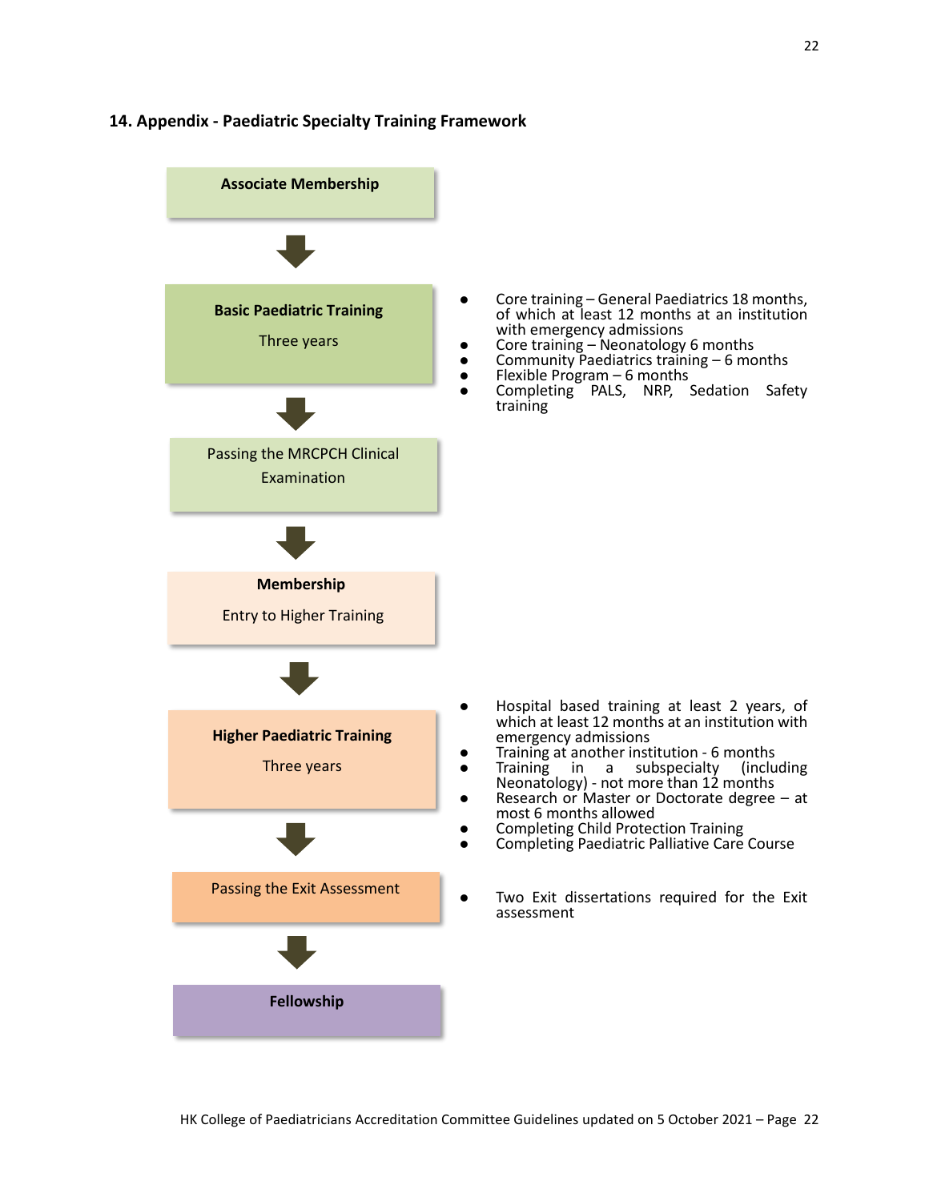## 14. Appendix - Paediatric Specialty Training Framework

**Associate Membership**

↓

**Basic Paediatric Training**

Three years

- Core training – General Paediatrics 18 months, of which at least 12 months at an institution with emergency admissions
- Core training – Neonatology 6 months
- Community Paediatrics training – 6 months
- Flexible Program – 6 months
- Completing PALS, NRP, Sedation Safety training

↓

Passing the MRCPCH Clinical Examination

↓

**Membership**

Entry to Higher Training

↓

**Higher Paediatric Training**

Three years

- Hospital based training at least 2 years, of which at least 12 months at an institution with emergency admissions
- Training at another institution - 6 months
- Training in a subspecialty (including Neonatology) - not more than 12 months
- Research or Master or Doctorate degree – at most 6 months allowed
- Completing Child Protection Training
- Completing Paediatric Palliative Care Course

↓

Passing the Exit Assessment

- Two Exit dissertations required for the Exit assessment

↓

**Fellowship**